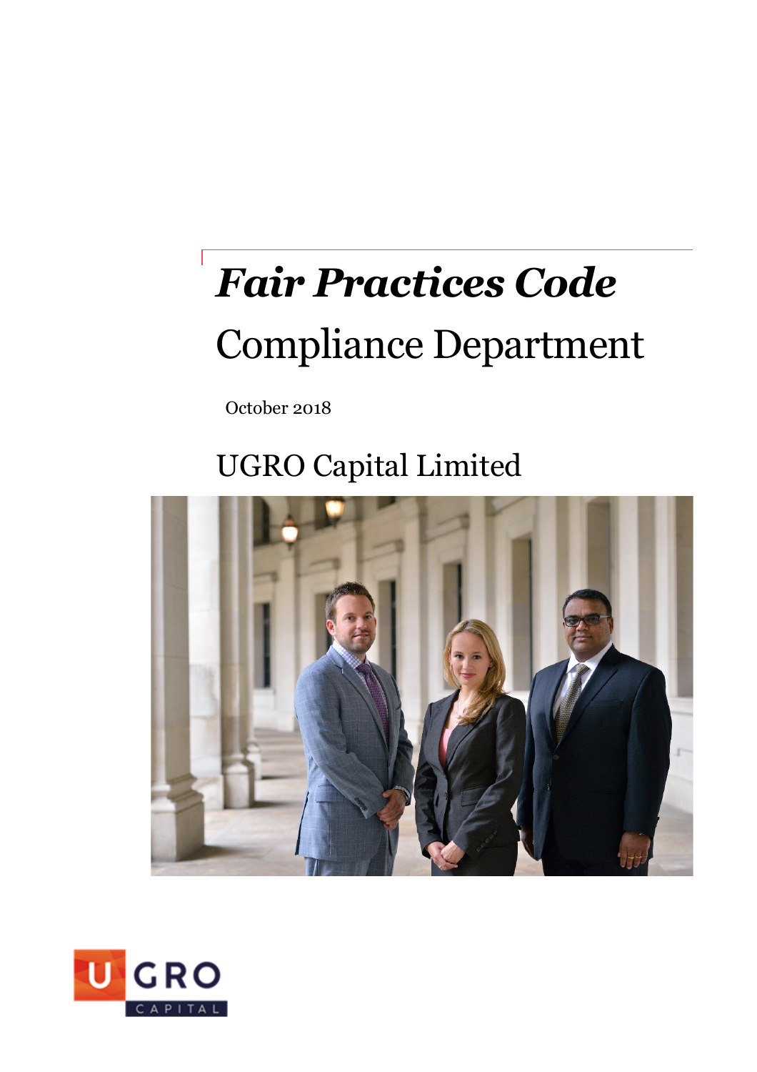# *Fair Practices Code*

## Compliance Department

October 2018

## UGRO Capital Limited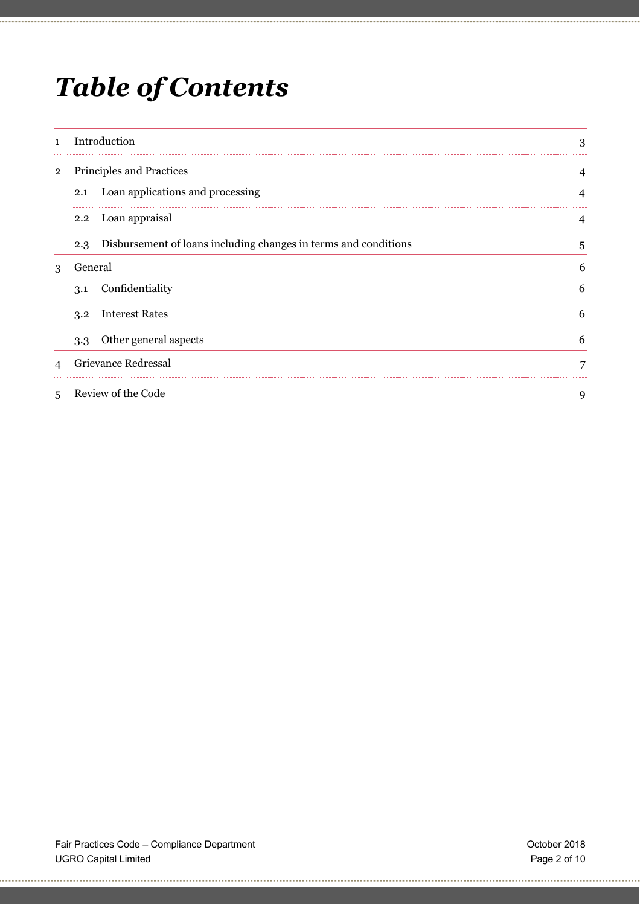# *Table of Contents*

| | | |
|---|---|---|
| 1 | Introduction | 3 |
| 2 | Principles and Practices | 4 |
| | 2.1 Loan applications and processing | 4 |
| | 2.2 Loan appraisal | 4 |
| | 2.3 Disbursement of loans including changes in terms and conditions | 5 |
| 3 | General | 6 |
| | 3.1 Confidentiality | 6 |
| | 3.2 Interest Rates | 6 |
| | 3.3 Other general aspects | 6 |
| 4 | Grievance Redressal | 7 |
| 5 | Review of the Code | 9 |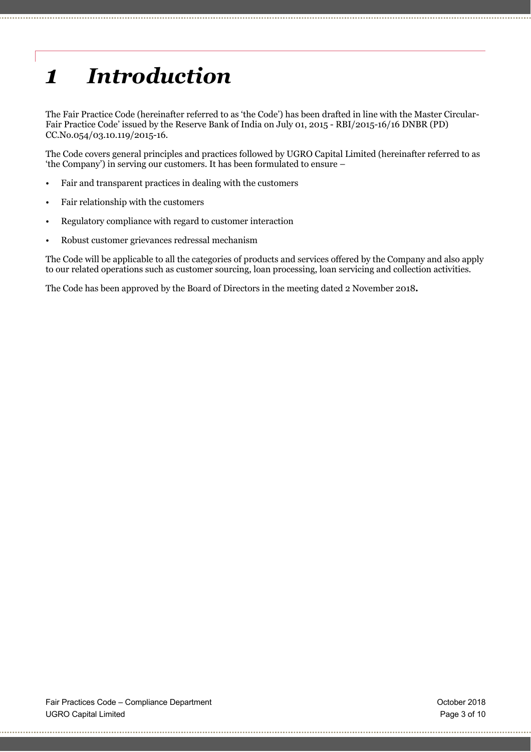# *1 Introduction*

The Fair Practice Code (hereinafter referred to as 'the Code') has been drafted in line with the Master Circular-Fair Practice Code' issued by the Reserve Bank of India on July 01, 2015 - RBI/2015-16/16 DNBR (PD) CC.No.054/03.10.119/2015-16.

The Code covers general principles and practices followed by UGRO Capital Limited (hereinafter referred to as 'the Company') in serving our customers. It has been formulated to ensure –

- Fair and transparent practices in dealing with the customers
- Fair relationship with the customers
- Regulatory compliance with regard to customer interaction
- Robust customer grievances redressal mechanism

The Code will be applicable to all the categories of products and services offered by the Company and also apply to our related operations such as customer sourcing, loan processing, loan servicing and collection activities.

The Code has been approved by the Board of Directors in the meeting dated 2 November 2018**.**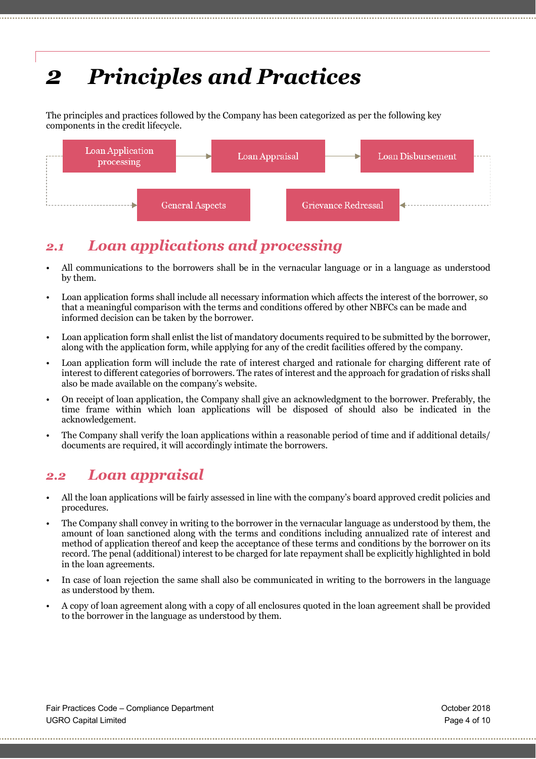# 2 Principles and Practices

The principles and practices followed by the Company has been categorized as per the following key components in the credit lifecycle.

Loan Application processing → Loan Appraisal → Loan Disbursement → Grievance Redressal; General Aspects

## 2.1 Loan applications and processing

- All communications to the borrowers shall be in the vernacular language or in a language as understood by them.
- Loan application forms shall include all necessary information which affects the interest of the borrower, so that a meaningful comparison with the terms and conditions offered by other NBFCs can be made and informed decision can be taken by the borrower.
- Loan application form shall enlist the list of mandatory documents required to be submitted by the borrower, along with the application form, while applying for any of the credit facilities offered by the company.
- Loan application form will include the rate of interest charged and rationale for charging different rate of interest to different categories of borrowers. The rates of interest and the approach for gradation of risks shall also be made available on the company's website.
- On receipt of loan application, the Company shall give an acknowledgment to the borrower. Preferably, the time frame within which loan applications will be disposed of should also be indicated in the acknowledgement.
- The Company shall verify the loan applications within a reasonable period of time and if additional details/ documents are required, it will accordingly intimate the borrowers.

## 2.2 Loan appraisal

- All the loan applications will be fairly assessed in line with the company's board approved credit policies and procedures.
- The Company shall convey in writing to the borrower in the vernacular language as understood by them, the amount of loan sanctioned along with the terms and conditions including annualized rate of interest and method of application thereof and keep the acceptance of these terms and conditions by the borrower on its record. The penal (additional) interest to be charged for late repayment shall be explicitly highlighted in bold in the loan agreements.
- In case of loan rejection the same shall also be communicated in writing to the borrowers in the language as understood by them.
- A copy of loan agreement along with a copy of all enclosures quoted in the loan agreement shall be provided to the borrower in the language as understood by them.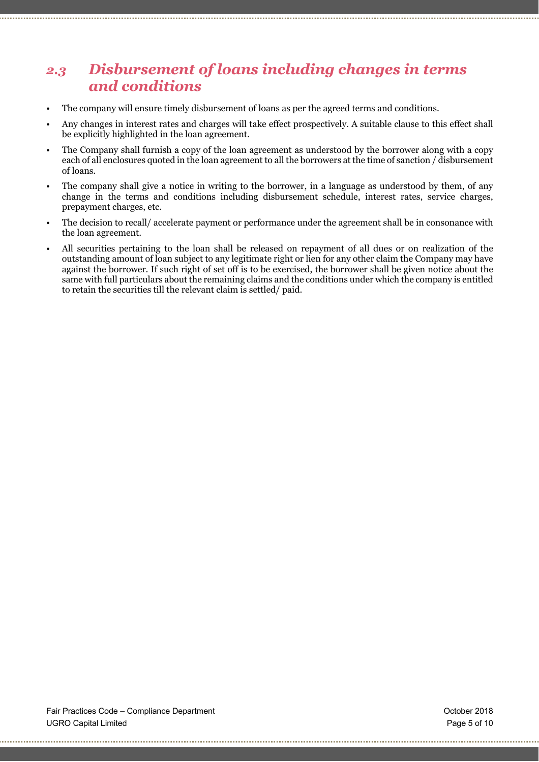## *2.3 Disbursement of loans including changes in terms and conditions*

- The company will ensure timely disbursement of loans as per the agreed terms and conditions.
- Any changes in interest rates and charges will take effect prospectively. A suitable clause to this effect shall be explicitly highlighted in the loan agreement.
- The Company shall furnish a copy of the loan agreement as understood by the borrower along with a copy each of all enclosures quoted in the loan agreement to all the borrowers at the time of sanction / disbursement of loans.
- The company shall give a notice in writing to the borrower, in a language as understood by them, of any change in the terms and conditions including disbursement schedule, interest rates, service charges, prepayment charges, etc.
- The decision to recall/ accelerate payment or performance under the agreement shall be in consonance with the loan agreement.
- All securities pertaining to the loan shall be released on repayment of all dues or on realization of the outstanding amount of loan subject to any legitimate right or lien for any other claim the Company may have against the borrower. If such right of set off is to be exercised, the borrower shall be given notice about the same with full particulars about the remaining claims and the conditions under which the company is entitled to retain the securities till the relevant claim is settled/ paid.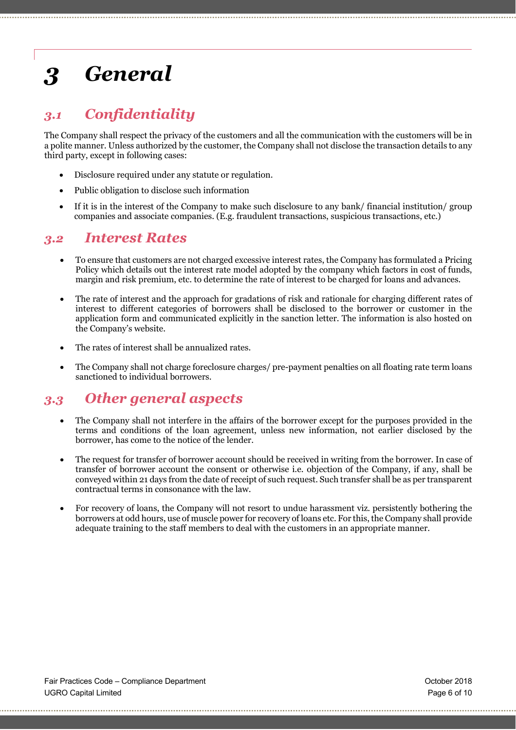# 3 General

## 3.1 Confidentiality

The Company shall respect the privacy of the customers and all the communication with the customers will be in a polite manner. Unless authorized by the customer, the Company shall not disclose the transaction details to any third party, except in following cases:

- Disclosure required under any statute or regulation.
- Public obligation to disclose such information
- If it is in the interest of the Company to make such disclosure to any bank/ financial institution/ group companies and associate companies. (E.g. fraudulent transactions, suspicious transactions, etc.)

## 3.2 Interest Rates

- To ensure that customers are not charged excessive interest rates, the Company has formulated a Pricing Policy which details out the interest rate model adopted by the company which factors in cost of funds, margin and risk premium, etc. to determine the rate of interest to be charged for loans and advances.
- The rate of interest and the approach for gradations of risk and rationale for charging different rates of interest to different categories of borrowers shall be disclosed to the borrower or customer in the application form and communicated explicitly in the sanction letter. The information is also hosted on the Company's website.
- The rates of interest shall be annualized rates.
- The Company shall not charge foreclosure charges/ pre-payment penalties on all floating rate term loans sanctioned to individual borrowers.

## 3.3 Other general aspects

- The Company shall not interfere in the affairs of the borrower except for the purposes provided in the terms and conditions of the loan agreement, unless new information, not earlier disclosed by the borrower, has come to the notice of the lender.
- The request for transfer of borrower account should be received in writing from the borrower. In case of transfer of borrower account the consent or otherwise i.e. objection of the Company, if any, shall be conveyed within 21 days from the date of receipt of such request. Such transfer shall be as per transparent contractual terms in consonance with the law.
- For recovery of loans, the Company will not resort to undue harassment viz. persistently bothering the borrowers at odd hours, use of muscle power for recovery of loans etc. For this, the Company shall provide adequate training to the staff members to deal with the customers in an appropriate manner.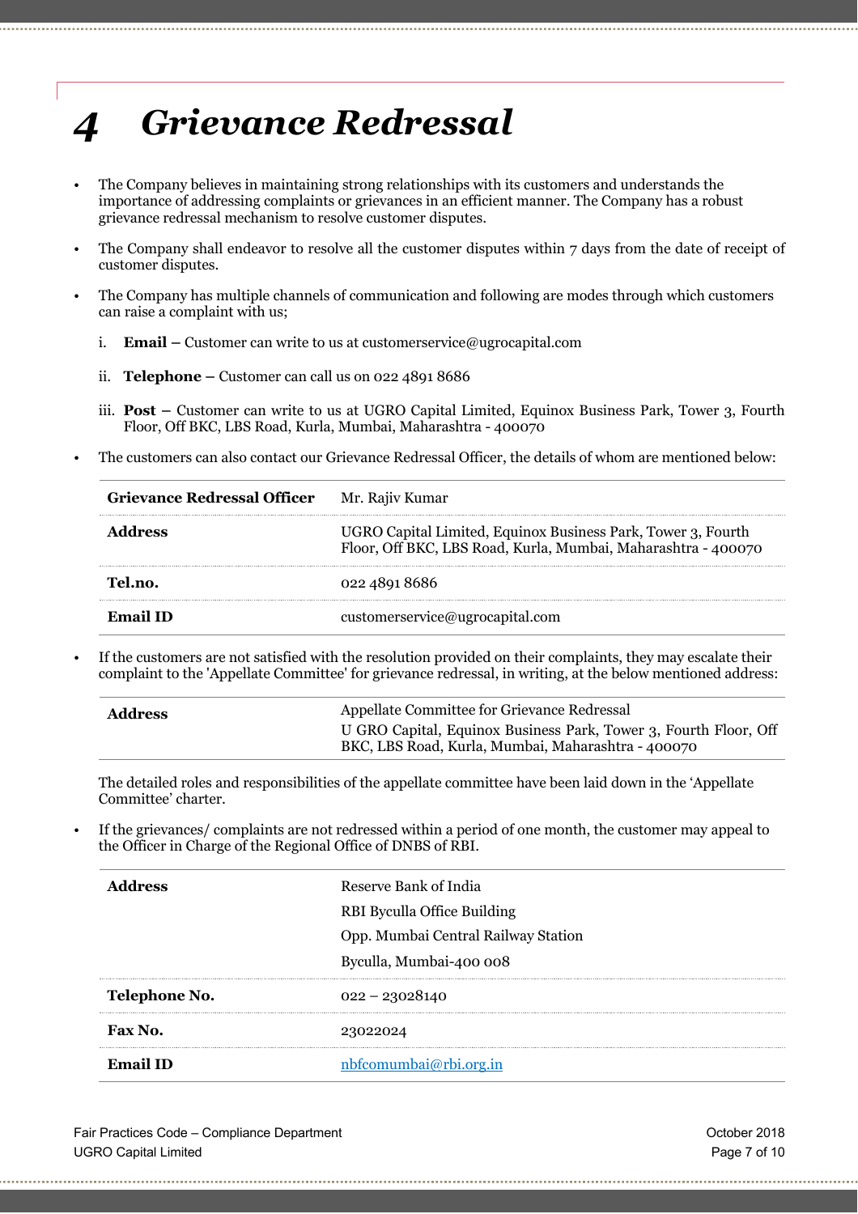# 4 *Grievance Redressal*

- The Company believes in maintaining strong relationships with its customers and understands the importance of addressing complaints or grievances in an efficient manner. The Company has a robust grievance redressal mechanism to resolve customer disputes.
- The Company shall endeavor to resolve all the customer disputes within 7 days from the date of receipt of customer disputes.
- The Company has multiple channels of communication and following are modes through which customers can raise a complaint with us;

  i. **Email –** Customer can write to us at customerservice@ugrocapital.com

  ii. **Telephone –** Customer can call us on 022 4891 8686

  iii. **Post –** Customer can write to us at UGRO Capital Limited, Equinox Business Park, Tower 3, Fourth Floor, Off BKC, LBS Road, Kurla, Mumbai, Maharashtra - 400070

- The customers can also contact our Grievance Redressal Officer, the details of whom are mentioned below:

| **Grievance Redressal Officer** | Mr. Rajiv Kumar |
|---|---|
| **Address** | UGRO Capital Limited, Equinox Business Park, Tower 3, Fourth Floor, Off BKC, LBS Road, Kurla, Mumbai, Maharashtra - 400070 |
| **Tel.no.** | 022 4891 8686 |
| **Email ID** | customerservice@ugrocapital.com |

- If the customers are not satisfied with the resolution provided on their complaints, they may escalate their complaint to the 'Appellate Committee' for grievance redressal, in writing, at the below mentioned address:

| **Address** | Appellate Committee for Grievance Redressal<br>U GRO Capital, Equinox Business Park, Tower 3, Fourth Floor, Off BKC, LBS Road, Kurla, Mumbai, Maharashtra - 400070 |
|---|---|

  The detailed roles and responsibilities of the appellate committee have been laid down in the 'Appellate Committee' charter.

- If the grievances/ complaints are not redressed within a period of one month, the customer may appeal to the Officer in Charge of the Regional Office of DNBS of RBI.

| **Address** | Reserve Bank of India<br>RBI Byculla Office Building<br>Opp. Mumbai Central Railway Station<br>Byculla, Mumbai-400 008 |
|---|---|
| **Telephone No.** | 022 – 23028140 |
| **Fax No.** | 23022024 |
| **Email ID** | nbfcomumbai@rbi.org.in |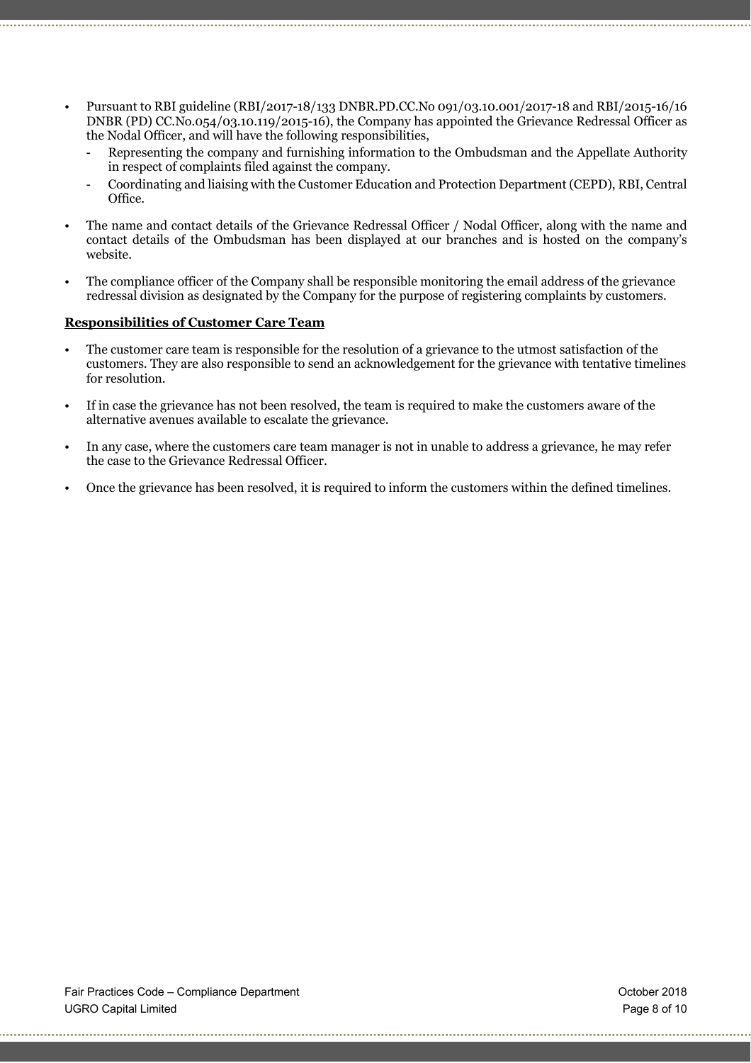- Pursuant to RBI guideline (RBI/2017-18/133 DNBR.PD.CC.No 091/03.10.001/2017-18 and RBI/2015-16/16 DNBR (PD) CC.No.054/03.10.119/2015-16), the Company has appointed the Grievance Redressal Officer as the Nodal Officer, and will have the following responsibilities,
  - Representing the company and furnishing information to the Ombudsman and the Appellate Authority in respect of complaints filed against the company.
  - Coordinating and liaising with the Customer Education and Protection Department (CEPD), RBI, Central Office.
- The name and contact details of the Grievance Redressal Officer / Nodal Officer, along with the name and contact details of the Ombudsman has been displayed at our branches and is hosted on the company's website.
- The compliance officer of the Company shall be responsible monitoring the email address of the grievance redressal division as designated by the Company for the purpose of registering complaints by customers.

**Responsibilities of Customer Care Team**

- The customer care team is responsible for the resolution of a grievance to the utmost satisfaction of the customers. They are also responsible to send an acknowledgement for the grievance with tentative timelines for resolution.
- If in case the grievance has not been resolved, the team is required to make the customers aware of the alternative avenues available to escalate the grievance.
- In any case, where the customers care team manager is not in unable to address a grievance, he may refer the case to the Grievance Redressal Officer.
- Once the grievance has been resolved, it is required to inform the customers within the defined timelines.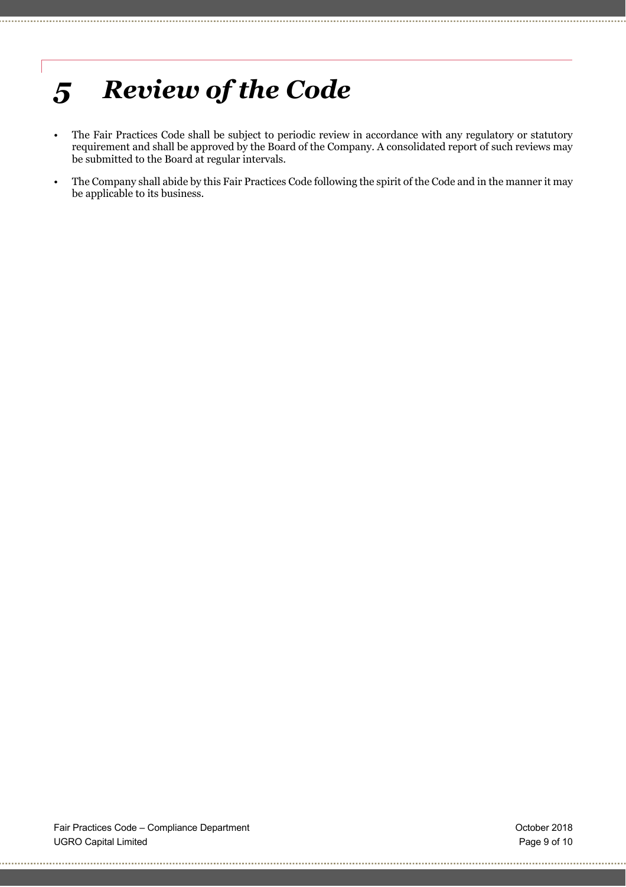# 5 Review of the Code

- The Fair Practices Code shall be subject to periodic review in accordance with any regulatory or statutory requirement and shall be approved by the Board of the Company. A consolidated report of such reviews may be submitted to the Board at regular intervals.
- The Company shall abide by this Fair Practices Code following the spirit of the Code and in the manner it may be applicable to its business.